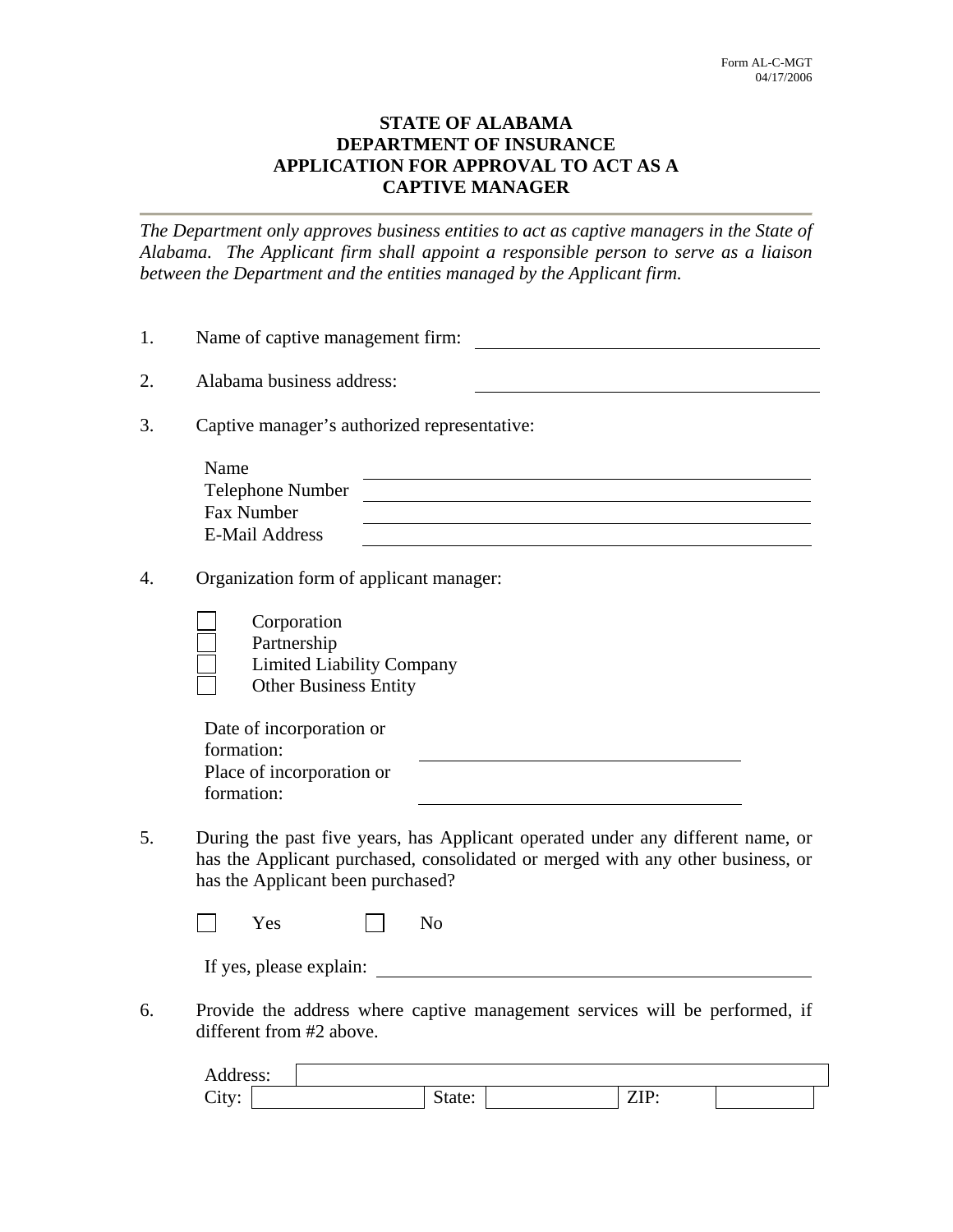Form AL-C-MGT
04/17/2006

# STATE OF ALABAMA
# DEPARTMENT OF INSURANCE
# APPLICATION FOR APPROVAL TO ACT AS A CAPTIVE MANAGER

*The Department only approves business entities to act as captive managers in the State of Alabama. The Applicant firm shall appoint a responsible person to serve as a liaison between the Department and the entities managed by the Applicant firm.*

1. Name of captive management firm: ______________________________

2. Alabama business address: ______________________________

3. Captive manager's authorized representative:

   Name ______________________________
   Telephone Number ______________________________
   Fax Number ______________________________
   E-Mail Address ______________________________

4. Organization form of applicant manager:

   ☐ Corporation
   ☐ Partnership
   ☐ Limited Liability Company
   ☐ Other Business Entity

   Date of incorporation or formation: ______________________________
   Place of incorporation or formation: ______________________________

5. During the past five years, has Applicant operated under any different name, or has the Applicant purchased, consolidated or merged with any other business, or has the Applicant been purchased?

   ☐ Yes ☐ No

   If yes, please explain: ______________________________

6. Provide the address where captive management services will be performed, if different from #2 above.

   Address: ______________________________
   City: ____________ State: ____________ ZIP: ____________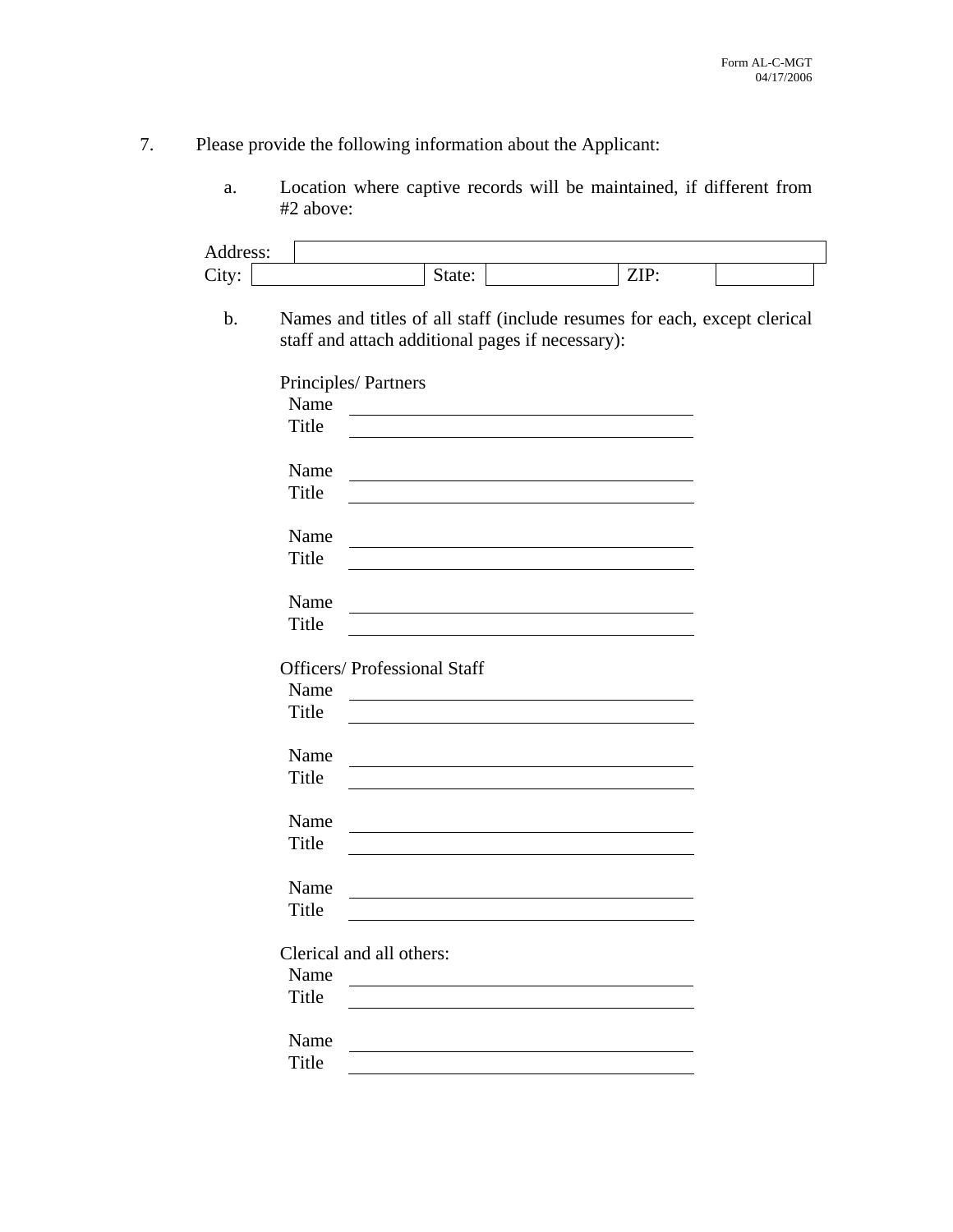7. Please provide the following information about the Applicant:

   a. Location where captive records will be maintained, if different from #2 above:

| Address: | | | | | |
|---|---|---|---|---|---|
| City: | | State: | | ZIP: | |

   b. Names and titles of all staff (include resumes for each, except clerical staff and attach additional pages if necessary):

Principles/ Partners

Name \_\_\_\_\_\_\_\_\_\_\_\_\_\_\_\_\_\_\_\_\_\_\_\_\_\_\_\_\_\_\_\_\_\_\_\_
Title \_\_\_\_\_\_\_\_\_\_\_\_\_\_\_\_\_\_\_\_\_\_\_\_\_\_\_\_\_\_\_\_\_\_\_\_

Name \_\_\_\_\_\_\_\_\_\_\_\_\_\_\_\_\_\_\_\_\_\_\_\_\_\_\_\_\_\_\_\_\_\_\_\_
Title \_\_\_\_\_\_\_\_\_\_\_\_\_\_\_\_\_\_\_\_\_\_\_\_\_\_\_\_\_\_\_\_\_\_\_\_

Name \_\_\_\_\_\_\_\_\_\_\_\_\_\_\_\_\_\_\_\_\_\_\_\_\_\_\_\_\_\_\_\_\_\_\_\_
Title \_\_\_\_\_\_\_\_\_\_\_\_\_\_\_\_\_\_\_\_\_\_\_\_\_\_\_\_\_\_\_\_\_\_\_\_

Name \_\_\_\_\_\_\_\_\_\_\_\_\_\_\_\_\_\_\_\_\_\_\_\_\_\_\_\_\_\_\_\_\_\_\_\_
Title \_\_\_\_\_\_\_\_\_\_\_\_\_\_\_\_\_\_\_\_\_\_\_\_\_\_\_\_\_\_\_\_\_\_\_\_

Officers/ Professional Staff

Name \_\_\_\_\_\_\_\_\_\_\_\_\_\_\_\_\_\_\_\_\_\_\_\_\_\_\_\_\_\_\_\_\_\_\_\_
Title \_\_\_\_\_\_\_\_\_\_\_\_\_\_\_\_\_\_\_\_\_\_\_\_\_\_\_\_\_\_\_\_\_\_\_\_

Name \_\_\_\_\_\_\_\_\_\_\_\_\_\_\_\_\_\_\_\_\_\_\_\_\_\_\_\_\_\_\_\_\_\_\_\_
Title \_\_\_\_\_\_\_\_\_\_\_\_\_\_\_\_\_\_\_\_\_\_\_\_\_\_\_\_\_\_\_\_\_\_\_\_

Name \_\_\_\_\_\_\_\_\_\_\_\_\_\_\_\_\_\_\_\_\_\_\_\_\_\_\_\_\_\_\_\_\_\_\_\_
Title \_\_\_\_\_\_\_\_\_\_\_\_\_\_\_\_\_\_\_\_\_\_\_\_\_\_\_\_\_\_\_\_\_\_\_\_

Name \_\_\_\_\_\_\_\_\_\_\_\_\_\_\_\_\_\_\_\_\_\_\_\_\_\_\_\_\_\_\_\_\_\_\_\_
Title \_\_\_\_\_\_\_\_\_\_\_\_\_\_\_\_\_\_\_\_\_\_\_\_\_\_\_\_\_\_\_\_\_\_\_\_

Clerical and all others:

Name \_\_\_\_\_\_\_\_\_\_\_\_\_\_\_\_\_\_\_\_\_\_\_\_\_\_\_\_\_\_\_\_\_\_\_\_
Title \_\_\_\_\_\_\_\_\_\_\_\_\_\_\_\_\_\_\_\_\_\_\_\_\_\_\_\_\_\_\_\_\_\_\_\_

Name \_\_\_\_\_\_\_\_\_\_\_\_\_\_\_\_\_\_\_\_\_\_\_\_\_\_\_\_\_\_\_\_\_\_\_\_
Title \_\_\_\_\_\_\_\_\_\_\_\_\_\_\_\_\_\_\_\_\_\_\_\_\_\_\_\_\_\_\_\_\_\_\_\_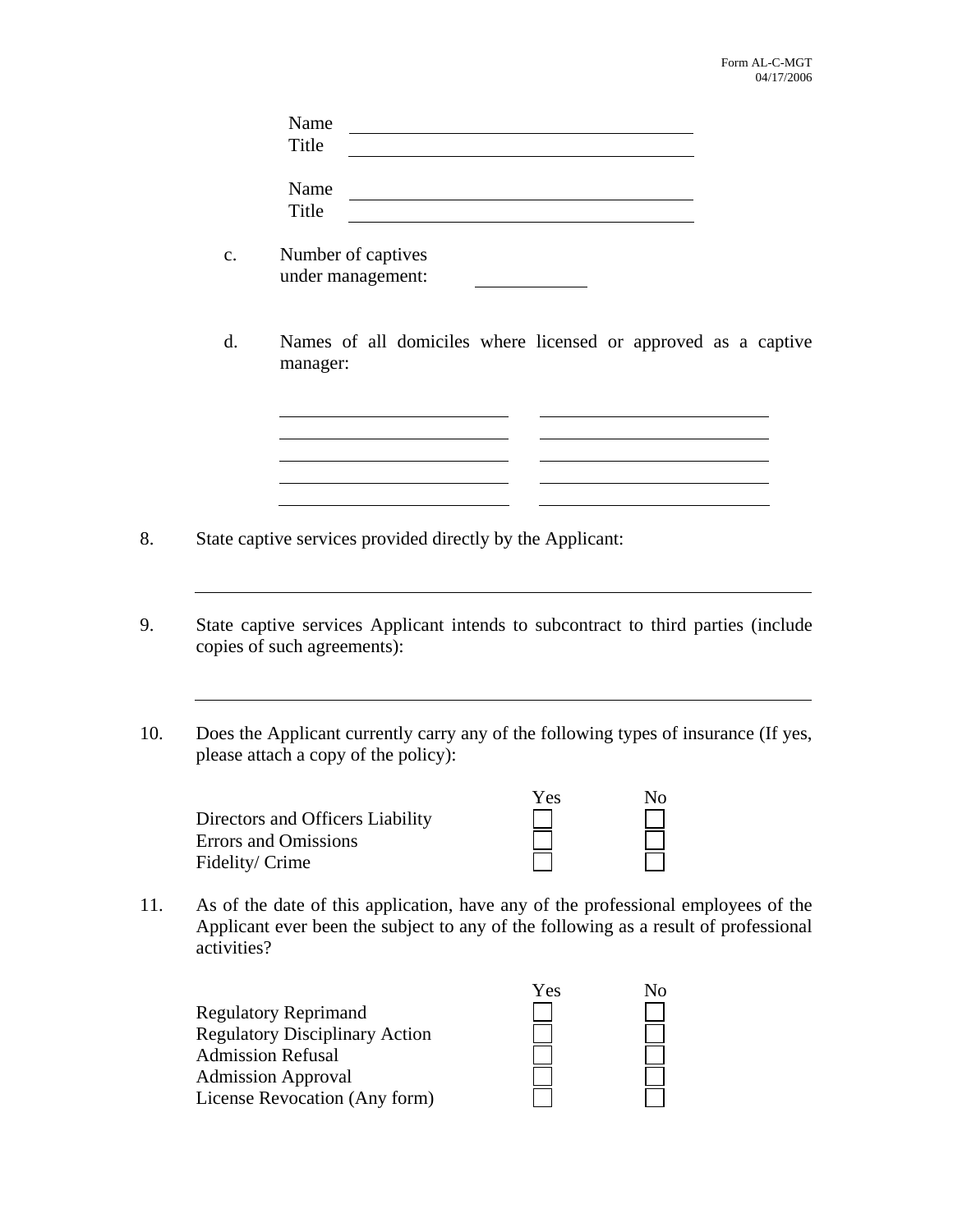Name ______________________________
Title ______________________________

Name ______________________________
Title ______________________________

c. Number of captives under management: __________

d. Names of all domiciles where licensed or approved as a captive manager:

____________________ ____________________
____________________ ____________________
____________________ ____________________
____________________ ____________________
____________________ ____________________

8. State captive services provided directly by the Applicant:

______________________________________________________________

9. State captive services Applicant intends to subcontract to third parties (include copies of such agreements):

______________________________________________________________

10. Does the Applicant currently carry any of the following types of insurance (If yes, please attach a copy of the policy):

| | Yes | No |
|---|---|---|
| Directors and Officers Liability | ☐ | ☐ |
| Errors and Omissions | ☐ | ☐ |
| Fidelity/ Crime | ☐ | ☐ |

11. As of the date of this application, have any of the professional employees of the Applicant ever been the subject to any of the following as a result of professional activities?

| | Yes | No |
|---|---|---|
| Regulatory Reprimand | ☐ | ☐ |
| Regulatory Disciplinary Action | ☐ | ☐ |
| Admission Refusal | ☐ | ☐ |
| Admission Approval | ☐ | ☐ |
| License Revocation (Any form) | ☐ | ☐ |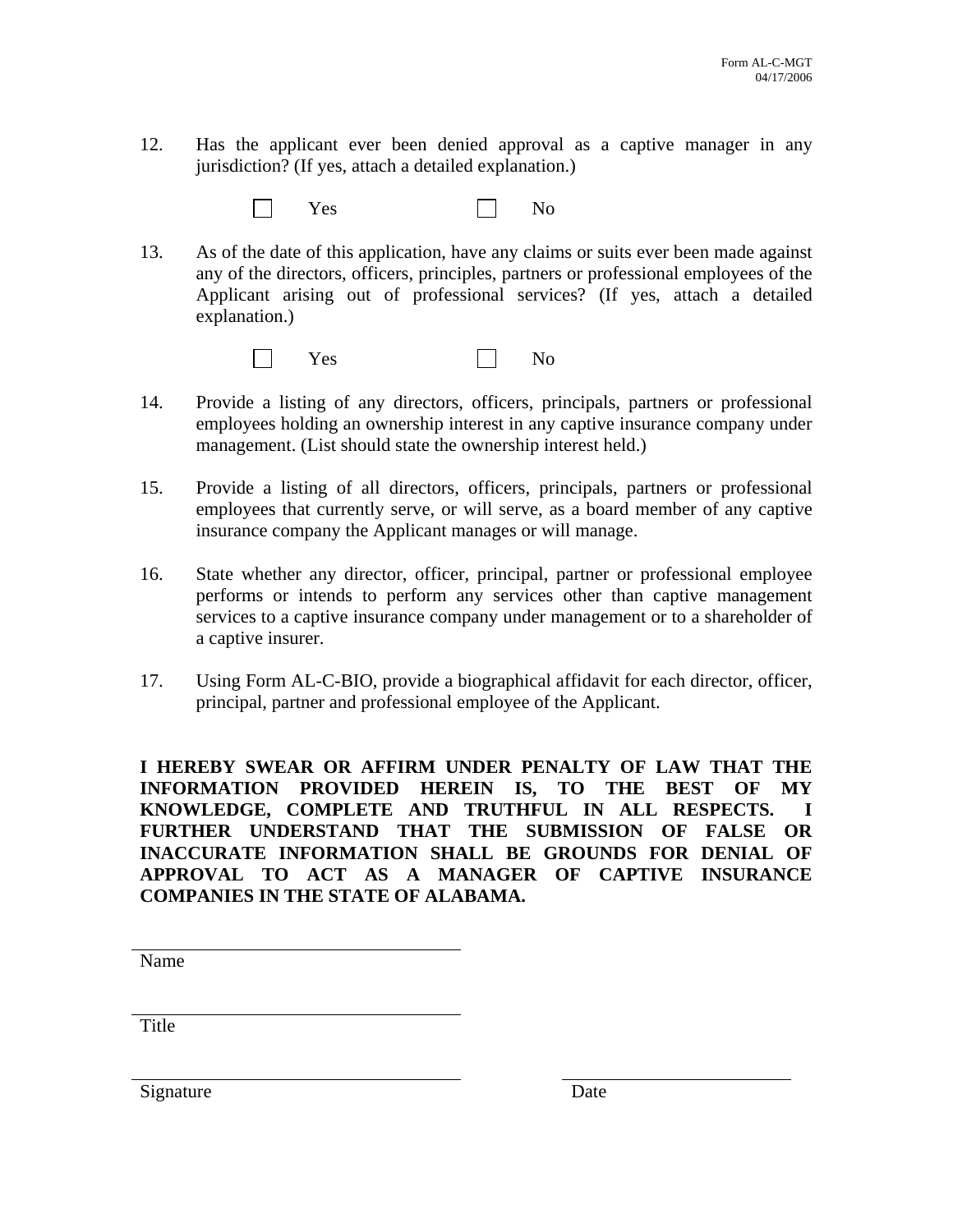12. Has the applicant ever been denied approval as a captive manager in any jurisdiction? (If yes, attach a detailed explanation.)

    ☐ Yes ☐ No

13. As of the date of this application, have any claims or suits ever been made against any of the directors, officers, principles, partners or professional employees of the Applicant arising out of professional services? (If yes, attach a detailed explanation.)

    ☐ Yes ☐ No

14. Provide a listing of any directors, officers, principals, partners or professional employees holding an ownership interest in any captive insurance company under management. (List should state the ownership interest held.)

15. Provide a listing of all directors, officers, principals, partners or professional employees that currently serve, or will serve, as a board member of any captive insurance company the Applicant manages or will manage.

16. State whether any director, officer, principal, partner or professional employee performs or intends to perform any services other than captive management services to a captive insurance company under management or to a shareholder of a captive insurer.

17. Using Form AL-C-BIO, provide a biographical affidavit for each director, officer, principal, partner and professional employee of the Applicant.

**I HEREBY SWEAR OR AFFIRM UNDER PENALTY OF LAW THAT THE INFORMATION PROVIDED HEREIN IS, TO THE BEST OF MY KNOWLEDGE, COMPLETE AND TRUTHFUL IN ALL RESPECTS. I FURTHER UNDERSTAND THAT THE SUBMISSION OF FALSE OR INACCURATE INFORMATION SHALL BE GROUNDS FOR DENIAL OF APPROVAL TO ACT AS A MANAGER OF CAPTIVE INSURANCE COMPANIES IN THE STATE OF ALABAMA.**

\_\_\_\_\_\_\_\_\_\_\_\_\_\_\_\_\_\_\_\_\_\_\_\_\_\_\_\_\_\_
Name

\_\_\_\_\_\_\_\_\_\_\_\_\_\_\_\_\_\_\_\_\_\_\_\_\_\_\_\_\_\_
Title

\_\_\_\_\_\_\_\_\_\_\_\_\_\_\_\_\_\_\_\_\_\_\_\_\_\_\_\_\_\_ \_\_\_\_\_\_\_\_\_\_\_\_\_\_\_\_\_\_\_\_
Signature Date